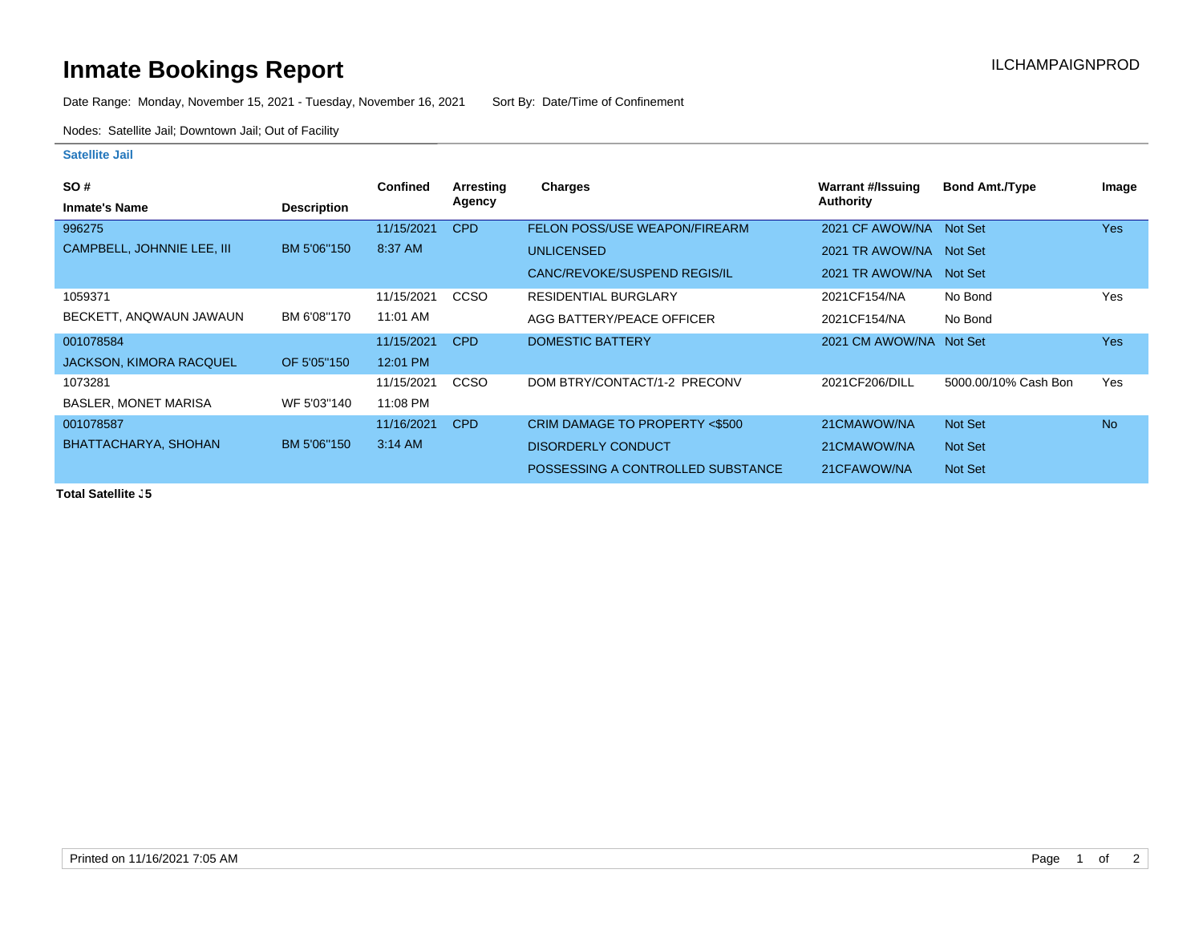# Inmate Bookings Report

ILCHAMPAIGNPROD

Date Range: Monday, November 15, 2021 - Tuesday, November 16, 2021    Sort By: Date/Time of Confinement

Nodes: Satellite Jail; Downtown Jail; Out of Facility

**Satellite Jail**

| SO # / Inmate's Name | Description | Confined | Arresting Agency | Charges | Warrant #/Issuing Authority | Bond Amt./Type | Image |
|---|---|---|---|---|---|---|---|
| 996275 | | 11/15/2021 | CPD | FELON POSS/USE WEAPON/FIREARM | 2021 CF AWOW/NA | Not Set | Yes |
| CAMPBELL, JOHNNIE LEE, III | BM 5'06''150 | 8:37 AM | | UNLICENSED | 2021 TR AWOW/NA | Not Set | |
| | | | | CANC/REVOKE/SUSPEND REGIS/IL | 2021 TR AWOW/NA | Not Set | |
| 1059371 | | 11/15/2021 | CCSO | RESIDENTIAL BURGLARY | 2021CF154/NA | No Bond | Yes |
| BECKETT, ANQWAUN JAWAUN | BM 6'08''170 | 11:01 AM | | AGG BATTERY/PEACE OFFICER | 2021CF154/NA | No Bond | |
| 001078584 | | 11/15/2021 | CPD | DOMESTIC BATTERY | 2021 CM AWOW/NA | Not Set | Yes |
| JACKSON, KIMORA RACQUEL | OF 5'05''150 | 12:01 PM | | | | | |
| 1073281 | | 11/15/2021 | CCSO | DOM BTRY/CONTACT/1-2 PRECONV | 2021CF206/DILL | 5000.00/10% Cash Bon | Yes |
| BASLER, MONET MARISA | WF 5'03''140 | 11:08 PM | | | | | |
| 001078587 | | 11/16/2021 | CPD | CRIM DAMAGE TO PROPERTY <$500 | 21CMAWOW/NA | Not Set | No |
| BHATTACHARYA, SHOHAN | BM 5'06''150 | 3:14 AM | | DISORDERLY CONDUCT | 21CMAWOW/NA | Not Set | |
| | | | | POSSESSING A CONTROLLED SUBSTANCE | 21CFAWOW/NA | Not Set | |

**Total Satellite J5**

Printed on 11/16/2021 7:05 AM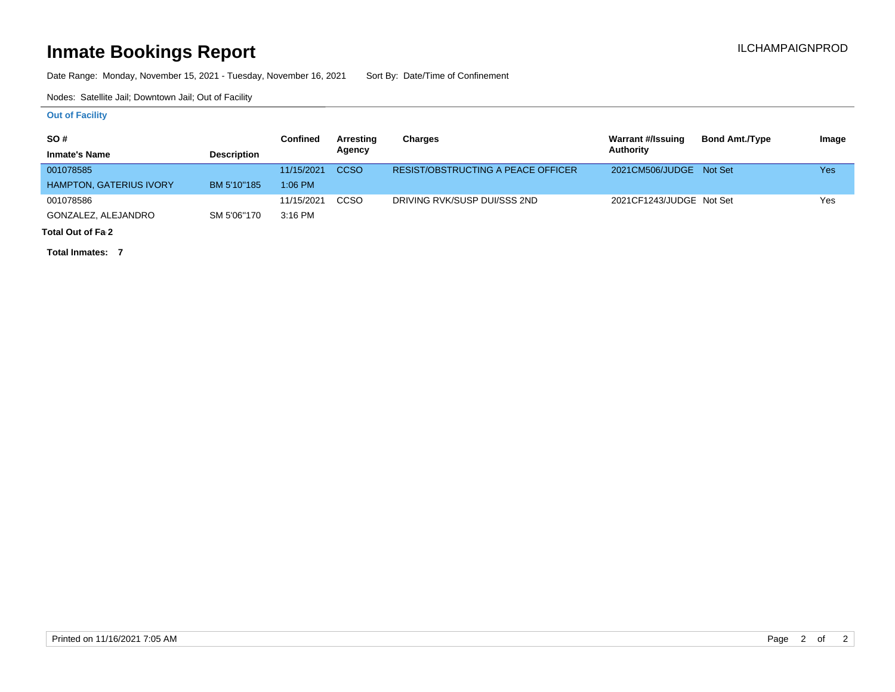# Inmate Bookings Report

ILCHAMPAIGNPROD

Date Range: Monday, November 15, 2021 - Tuesday, November 16, 2021    Sort By: Date/Time of Confinement

Nodes: Satellite Jail; Downtown Jail; Out of Facility

### Out of Facility

| SO # / Inmate's Name | Description | Confined | Arresting Agency | Charges | Warrant #/Issuing Authority | Bond Amt./Type | Image |
|---|---|---|---|---|---|---|---|
| 001078585 HAMPTON, GATERIUS IVORY | BM 5'10''185 | 11/15/2021 1:06 PM | CCSO | RESIST/OBSTRUCTING A PEACE OFFICER | 2021CM506/JUDGE | Not Set | Yes |
| 001078586 GONZALEZ, ALEJANDRO | SM 5'06''170 | 11/15/2021 3:16 PM | CCSO | DRIVING RVK/SUSP DUI/SSS 2ND | 2021CF1243/JUDGE | Not Set | Yes |

**Total Out of Fa 2**

**Total Inmates: 7**

Printed on 11/16/2021 7:05 AM